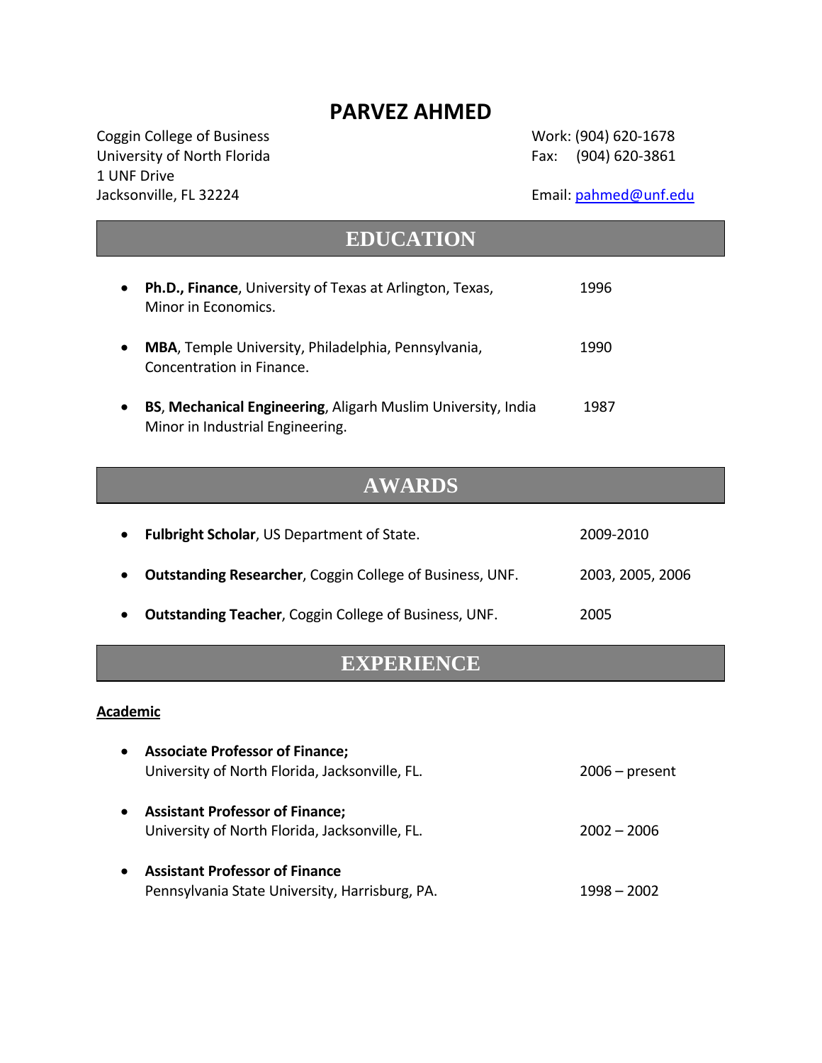# PARVEZ AHMED

Coggin College of Business
University of North Florida
1 UNF Drive
Jacksonville, FL 32224

Work: (904) 620-1678
Fax: (904) 620-3861

Email: pahmed@unf.edu

## EDUCATION

- **Ph.D., Finance**, University of Texas at Arlington, Texas, Minor in Economics. — 1996
- **MBA**, Temple University, Philadelphia, Pennsylvania, Concentration in Finance. — 1990
- **BS**, **Mechanical Engineering**, Aligarh Muslim University, India Minor in Industrial Engineering. — 1987

## AWARDS

- **Fulbright Scholar**, US Department of State. — 2009-2010
- **Outstanding Researcher**, Coggin College of Business, UNF. — 2003, 2005, 2006
- **Outstanding Teacher**, Coggin College of Business, UNF. — 2005

## EXPERIENCE

### Academic

- **Associate Professor of Finance;**
  University of North Florida, Jacksonville, FL. — 2006 – present
- **Assistant Professor of Finance;**
  University of North Florida, Jacksonville, FL. — 2002 – 2006
- **Assistant Professor of Finance**
  Pennsylvania State University, Harrisburg, PA. — 1998 – 2002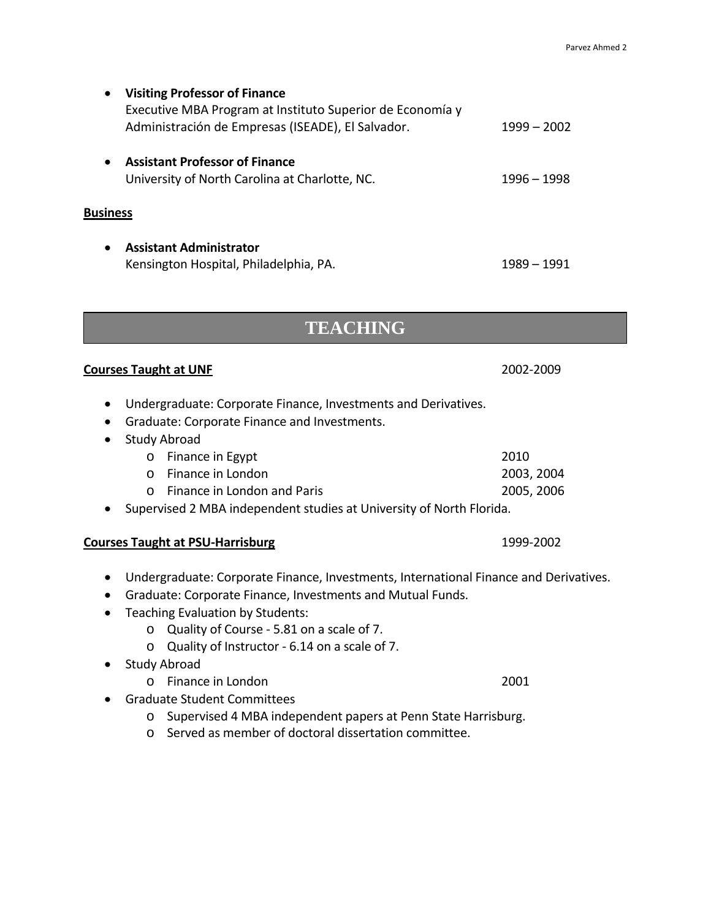- **Visiting Professor of Finance**
  Executive MBA Program at Instituto Superior de Economía y Administración de Empresas (ISEADE), El Salvador. 1999 – 2002

- **Assistant Professor of Finance**
  University of North Carolina at Charlotte, NC. 1996 – 1998

**Business**

- **Assistant Administrator**
  Kensington Hospital, Philadelphia, PA. 1989 – 1991

## TEACHING

**Courses Taught at UNF** 2002-2009

- Undergraduate: Corporate Finance, Investments and Derivatives.
- Graduate: Corporate Finance and Investments.
- Study Abroad
  - Finance in Egypt 2010
  - Finance in London 2003, 2004
  - Finance in London and Paris 2005, 2006
- Supervised 2 MBA independent studies at University of North Florida.

**Courses Taught at PSU-Harrisburg** 1999-2002

- Undergraduate: Corporate Finance, Investments, International Finance and Derivatives.
- Graduate: Corporate Finance, Investments and Mutual Funds.
- Teaching Evaluation by Students:
  - Quality of Course - 5.81 on a scale of 7.
  - Quality of Instructor - 6.14 on a scale of 7.
- Study Abroad
  - Finance in London 2001
- Graduate Student Committees
  - Supervised 4 MBA independent papers at Penn State Harrisburg.
  - Served as member of doctoral dissertation committee.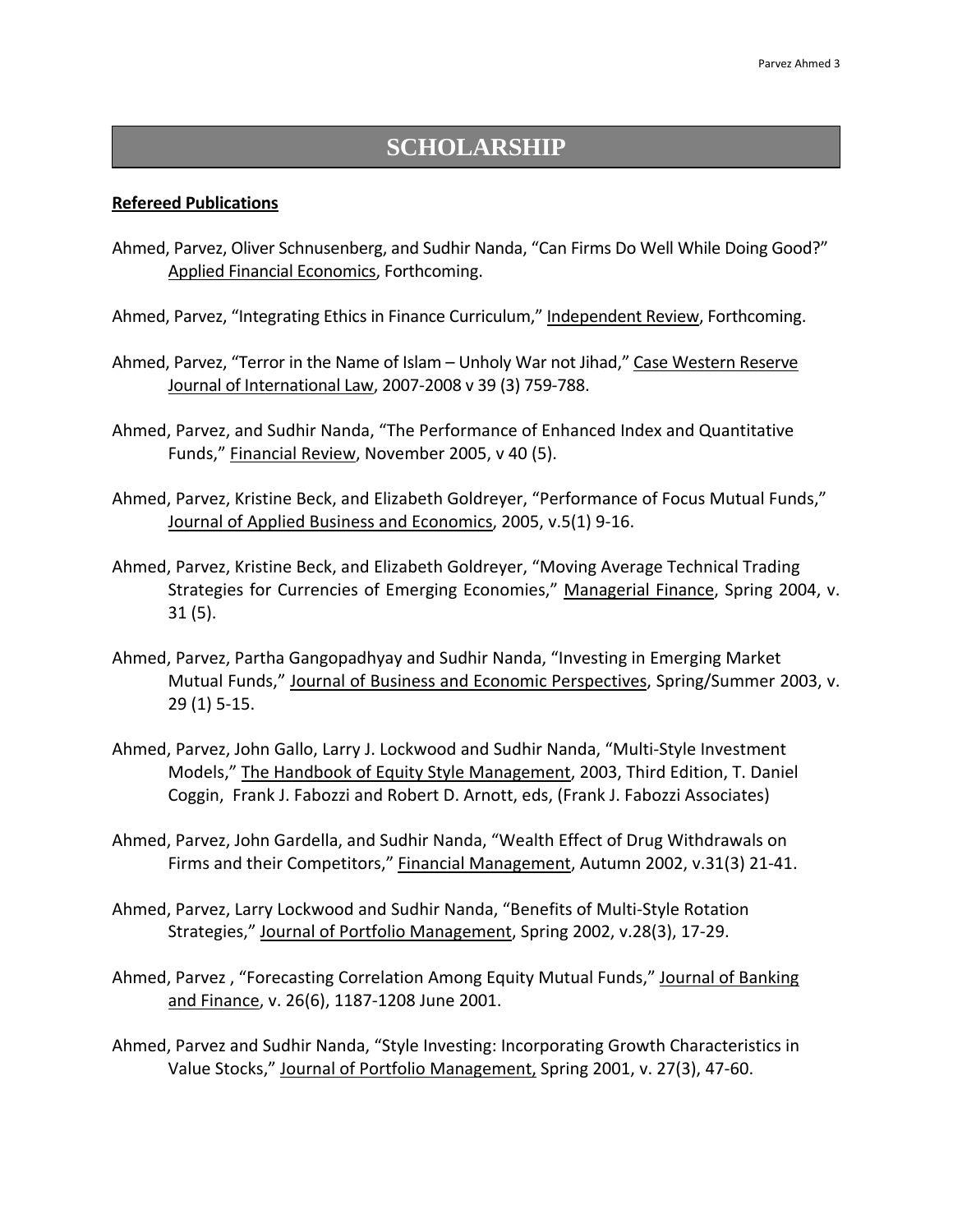# SCHOLARSHIP

**Refereed Publications**

Ahmed, Parvez, Oliver Schnusenberg, and Sudhir Nanda, "Can Firms Do Well While Doing Good?" Applied Financial Economics, Forthcoming.

Ahmed, Parvez, "Integrating Ethics in Finance Curriculum," Independent Review, Forthcoming.

Ahmed, Parvez, "Terror in the Name of Islam – Unholy War not Jihad," Case Western Reserve Journal of International Law, 2007-2008 v 39 (3) 759-788.

Ahmed, Parvez, and Sudhir Nanda, "The Performance of Enhanced Index and Quantitative Funds," Financial Review, November 2005, v 40 (5).

Ahmed, Parvez, Kristine Beck, and Elizabeth Goldreyer, "Performance of Focus Mutual Funds," Journal of Applied Business and Economics, 2005, v.5(1) 9-16.

Ahmed, Parvez, Kristine Beck, and Elizabeth Goldreyer, "Moving Average Technical Trading Strategies for Currencies of Emerging Economies," Managerial Finance, Spring 2004, v. 31 (5).

Ahmed, Parvez, Partha Gangopadhyay and Sudhir Nanda, "Investing in Emerging Market Mutual Funds," Journal of Business and Economic Perspectives, Spring/Summer 2003, v. 29 (1) 5-15.

Ahmed, Parvez, John Gallo, Larry J. Lockwood and Sudhir Nanda, "Multi-Style Investment Models," The Handbook of Equity Style Management, 2003, Third Edition, T. Daniel Coggin, Frank J. Fabozzi and Robert D. Arnott, eds, (Frank J. Fabozzi Associates)

Ahmed, Parvez, John Gardella, and Sudhir Nanda, "Wealth Effect of Drug Withdrawals on Firms and their Competitors," Financial Management, Autumn 2002, v.31(3) 21-41.

Ahmed, Parvez, Larry Lockwood and Sudhir Nanda, "Benefits of Multi-Style Rotation Strategies," Journal of Portfolio Management, Spring 2002, v.28(3), 17-29.

Ahmed, Parvez , "Forecasting Correlation Among Equity Mutual Funds," Journal of Banking and Finance, v. 26(6), 1187-1208 June 2001.

Ahmed, Parvez and Sudhir Nanda, "Style Investing: Incorporating Growth Characteristics in Value Stocks," Journal of Portfolio Management, Spring 2001, v. 27(3), 47-60.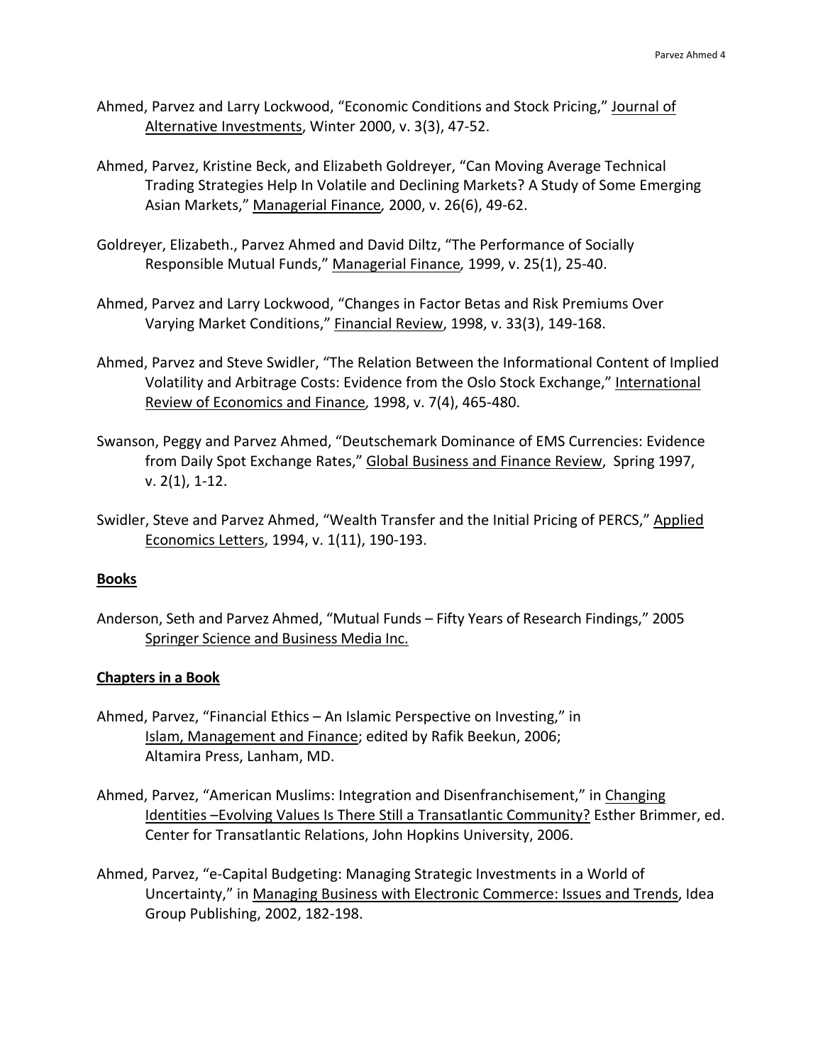Ahmed, Parvez and Larry Lockwood, "Economic Conditions and Stock Pricing," Journal of Alternative Investments, Winter 2000, v. 3(3), 47-52.

Ahmed, Parvez, Kristine Beck, and Elizabeth Goldreyer, "Can Moving Average Technical Trading Strategies Help In Volatile and Declining Markets? A Study of Some Emerging Asian Markets," Managerial Finance, 2000, v. 26(6), 49-62.

Goldreyer, Elizabeth., Parvez Ahmed and David Diltz, "The Performance of Socially Responsible Mutual Funds," Managerial Finance, 1999, v. 25(1), 25-40.

Ahmed, Parvez and Larry Lockwood, "Changes in Factor Betas and Risk Premiums Over Varying Market Conditions," Financial Review, 1998, v. 33(3), 149-168.

Ahmed, Parvez and Steve Swidler, "The Relation Between the Informational Content of Implied Volatility and Arbitrage Costs: Evidence from the Oslo Stock Exchange," International Review of Economics and Finance, 1998, v. 7(4), 465-480.

Swanson, Peggy and Parvez Ahmed, "Deutschemark Dominance of EMS Currencies: Evidence from Daily Spot Exchange Rates," Global Business and Finance Review, Spring 1997, v. 2(1), 1-12.

Swidler, Steve and Parvez Ahmed, "Wealth Transfer and the Initial Pricing of PERCS," Applied Economics Letters, 1994, v. 1(11), 190-193.

**Books**

Anderson, Seth and Parvez Ahmed, "Mutual Funds – Fifty Years of Research Findings," 2005 Springer Science and Business Media Inc.

**Chapters in a Book**

Ahmed, Parvez, "Financial Ethics – An Islamic Perspective on Investing," in Islam, Management and Finance; edited by Rafik Beekun, 2006; Altamira Press, Lanham, MD.

Ahmed, Parvez, "American Muslims: Integration and Disenfranchisement," in Changing Identities –Evolving Values Is There Still a Transatlantic Community? Esther Brimmer, ed. Center for Transatlantic Relations, John Hopkins University, 2006.

Ahmed, Parvez, "e-Capital Budgeting: Managing Strategic Investments in a World of Uncertainty," in Managing Business with Electronic Commerce: Issues and Trends, Idea Group Publishing, 2002, 182-198.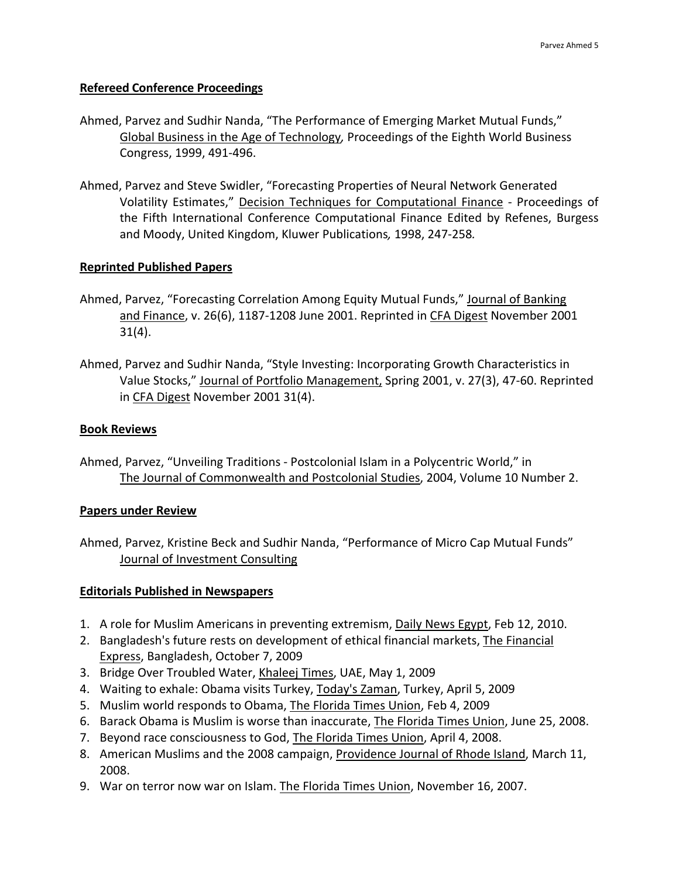**Refereed Conference Proceedings**

Ahmed, Parvez and Sudhir Nanda, "The Performance of Emerging Market Mutual Funds," Global Business in the Age of Technology, Proceedings of the Eighth World Business Congress, 1999, 491-496.

Ahmed, Parvez and Steve Swidler, "Forecasting Properties of Neural Network Generated Volatility Estimates," Decision Techniques for Computational Finance - Proceedings of the Fifth International Conference Computational Finance Edited by Refenes, Burgess and Moody, United Kingdom, Kluwer Publications, 1998, 247-258.

**Reprinted Published Papers**

Ahmed, Parvez, "Forecasting Correlation Among Equity Mutual Funds," Journal of Banking and Finance, v. 26(6), 1187-1208 June 2001. Reprinted in CFA Digest November 2001 31(4).

Ahmed, Parvez and Sudhir Nanda, "Style Investing: Incorporating Growth Characteristics in Value Stocks," Journal of Portfolio Management, Spring 2001, v. 27(3), 47-60. Reprinted in CFA Digest November 2001 31(4).

**Book Reviews**

Ahmed, Parvez, "Unveiling Traditions - Postcolonial Islam in a Polycentric World," in The Journal of Commonwealth and Postcolonial Studies, 2004, Volume 10 Number 2.

**Papers under Review**

Ahmed, Parvez, Kristine Beck and Sudhir Nanda, "Performance of Micro Cap Mutual Funds" Journal of Investment Consulting

**Editorials Published in Newspapers**

1. A role for Muslim Americans in preventing extremism, Daily News Egypt, Feb 12, 2010.
2. Bangladesh's future rests on development of ethical financial markets, The Financial Express, Bangladesh, October 7, 2009
3. Bridge Over Troubled Water, Khaleej Times, UAE, May 1, 2009
4. Waiting to exhale: Obama visits Turkey, Today's Zaman, Turkey, April 5, 2009
5. Muslim world responds to Obama, The Florida Times Union, Feb 4, 2009
6. Barack Obama is Muslim is worse than inaccurate, The Florida Times Union, June 25, 2008.
7. Beyond race consciousness to God, The Florida Times Union, April 4, 2008.
8. American Muslims and the 2008 campaign, Providence Journal of Rhode Island, March 11, 2008.
9. War on terror now war on Islam. The Florida Times Union, November 16, 2007.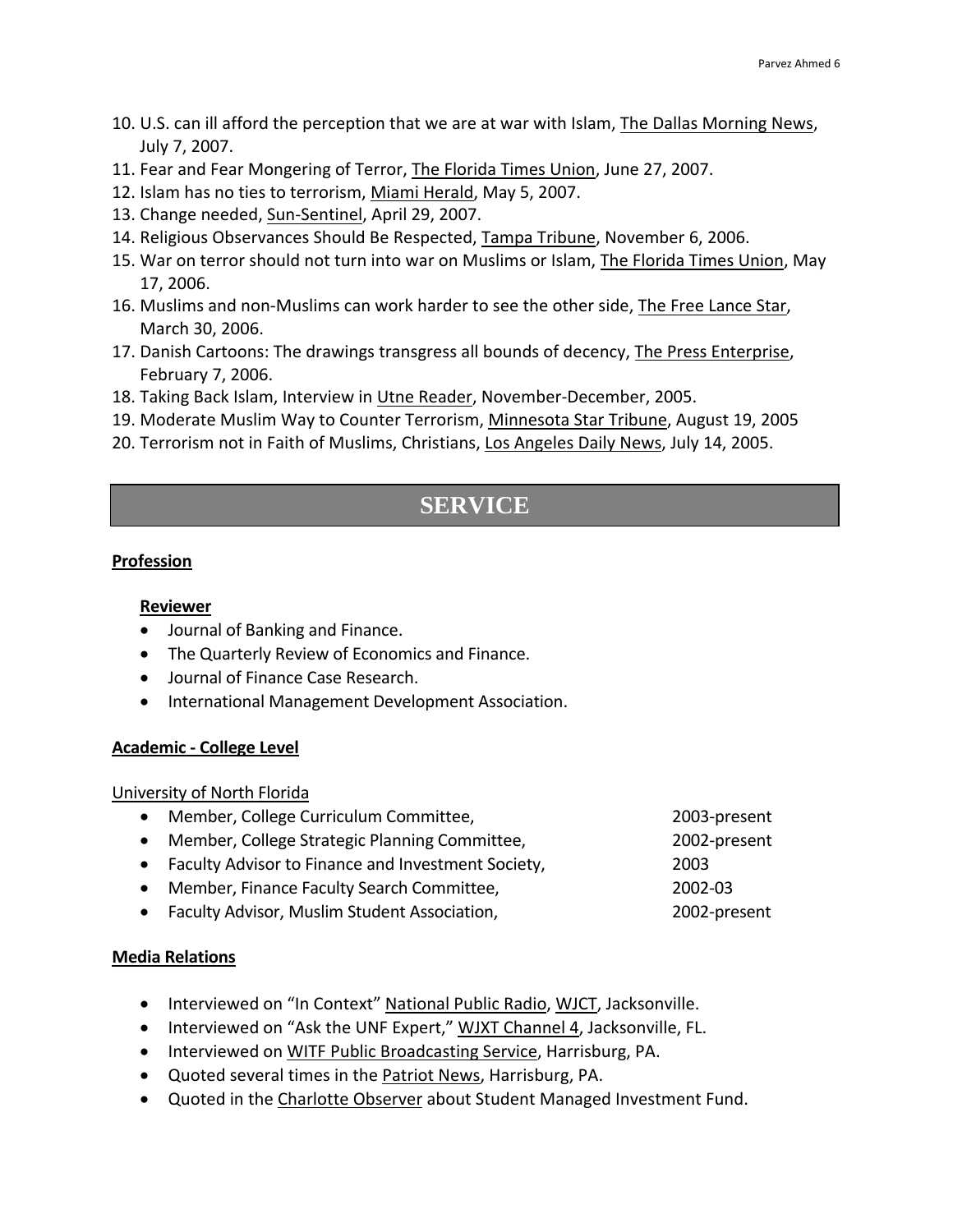10. U.S. can ill afford the perception that we are at war with Islam, The Dallas Morning News, July 7, 2007.
11. Fear and Fear Mongering of Terror, The Florida Times Union, June 27, 2007.
12. Islam has no ties to terrorism, Miami Herald, May 5, 2007.
13. Change needed, Sun-Sentinel, April 29, 2007.
14. Religious Observances Should Be Respected, Tampa Tribune, November 6, 2006.
15. War on terror should not turn into war on Muslims or Islam, The Florida Times Union, May 17, 2006.
16. Muslims and non-Muslims can work harder to see the other side, The Free Lance Star, March 30, 2006.
17. Danish Cartoons: The drawings transgress all bounds of decency, The Press Enterprise, February 7, 2006.
18. Taking Back Islam, Interview in Utne Reader, November-December, 2005.
19. Moderate Muslim Way to Counter Terrorism, Minnesota Star Tribune, August 19, 2005
20. Terrorism not in Faith of Muslims, Christians, Los Angeles Daily News, July 14, 2005.

# SERVICE

## Profession

### Reviewer

- Journal of Banking and Finance.
- The Quarterly Review of Economics and Finance.
- Journal of Finance Case Research.
- International Management Development Association.

## Academic - College Level

University of North Florida

- Member, College Curriculum Committee, 2003-present
- Member, College Strategic Planning Committee, 2002-present
- Faculty Advisor to Finance and Investment Society, 2003
- Member, Finance Faculty Search Committee, 2002-03
- Faculty Advisor, Muslim Student Association, 2002-present

## Media Relations

- Interviewed on "In Context" National Public Radio, WJCT, Jacksonville.
- Interviewed on "Ask the UNF Expert," WJXT Channel 4, Jacksonville, FL.
- Interviewed on WITF Public Broadcasting Service, Harrisburg, PA.
- Quoted several times in the Patriot News, Harrisburg, PA.
- Quoted in the Charlotte Observer about Student Managed Investment Fund.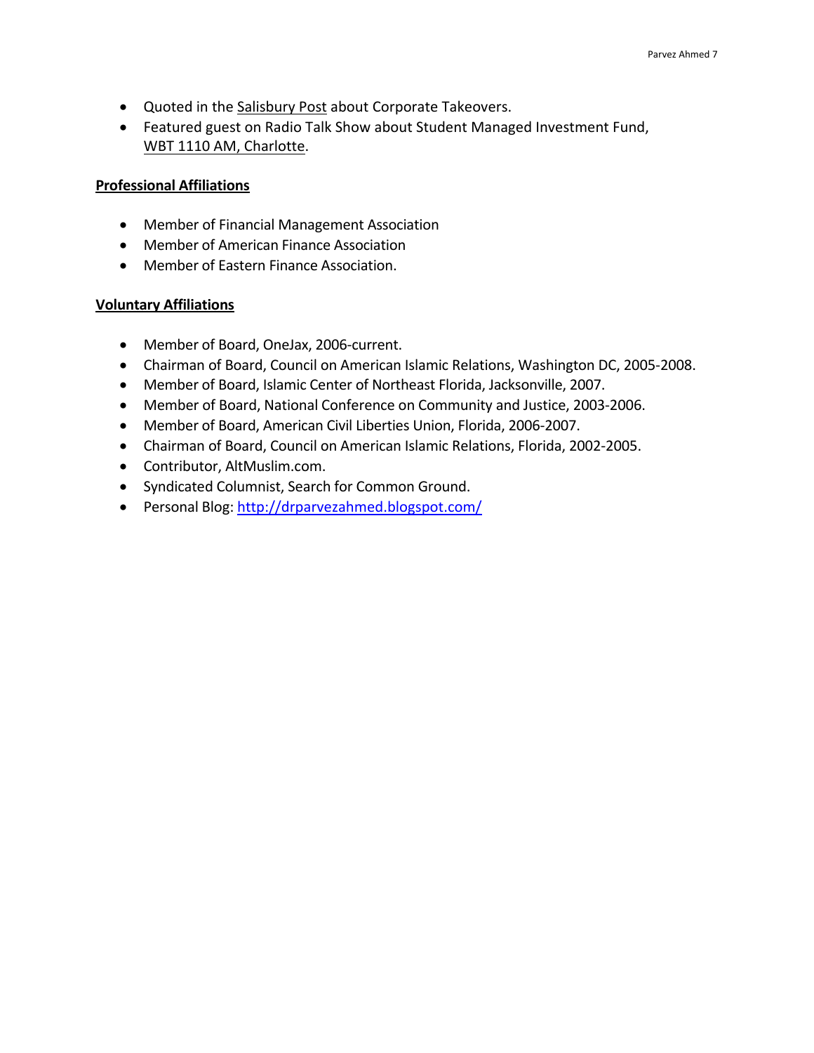- Quoted in the Salisbury Post about Corporate Takeovers.
- Featured guest on Radio Talk Show about Student Managed Investment Fund, WBT 1110 AM, Charlotte.

**Professional Affiliations**

- Member of Financial Management Association
- Member of American Finance Association
- Member of Eastern Finance Association.

**Voluntary Affiliations**

- Member of Board, OneJax, 2006-current.
- Chairman of Board, Council on American Islamic Relations, Washington DC, 2005-2008.
- Member of Board, Islamic Center of Northeast Florida, Jacksonville, 2007.
- Member of Board, National Conference on Community and Justice, 2003-2006.
- Member of Board, American Civil Liberties Union, Florida, 2006-2007.
- Chairman of Board, Council on American Islamic Relations, Florida, 2002-2005.
- Contributor, AltMuslim.com.
- Syndicated Columnist, Search for Common Ground.
- Personal Blog: http://drparvezahmed.blogspot.com/